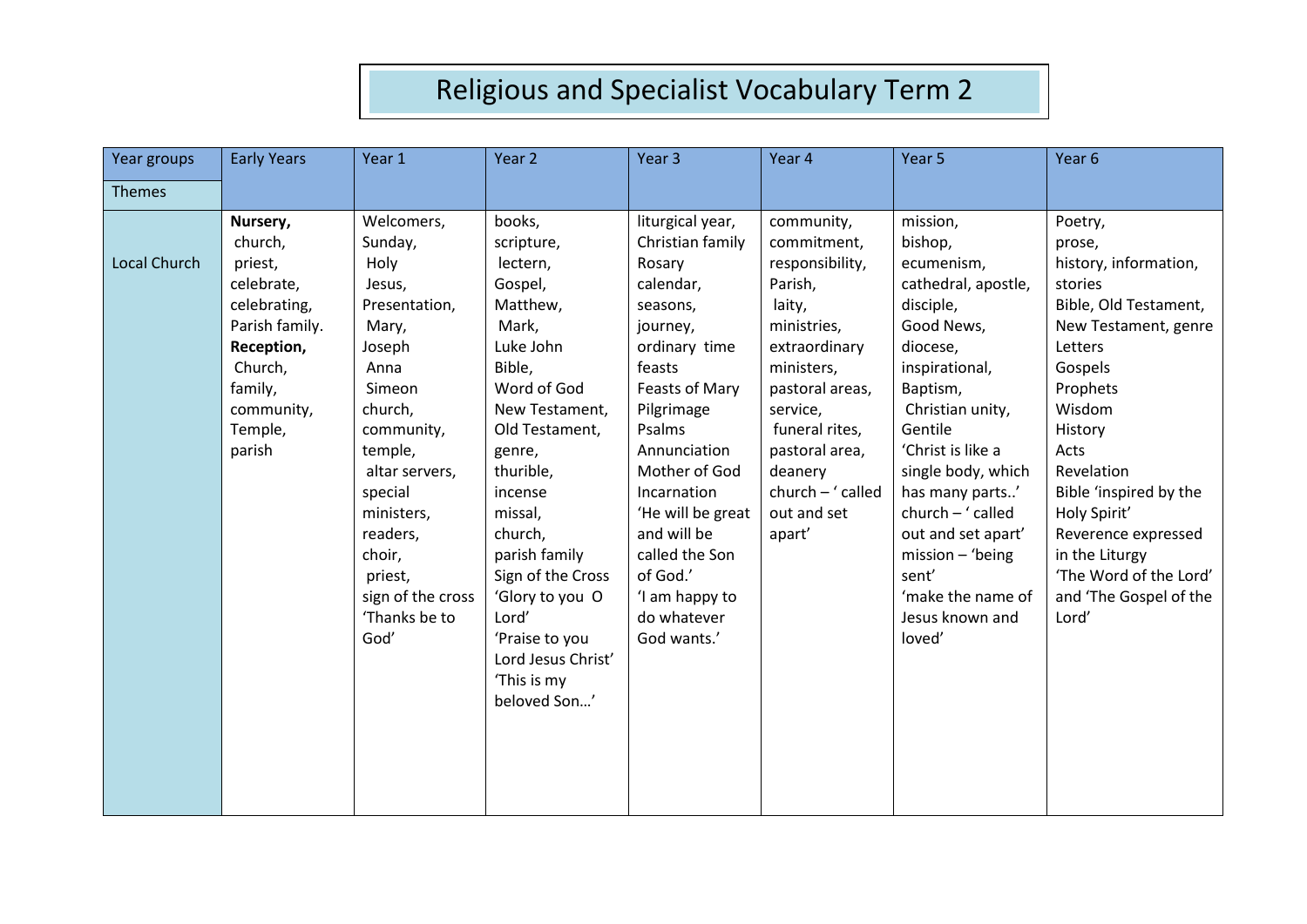# Religious and Specialist Vocabulary Term 2

| Year groups / Themes | Early Years | Year 1 | Year 2 | Year 3 | Year 4 | Year 5 | Year 6 |
|---|---|---|---|---|---|---|---|
| Local Church | **Nursery,** church, priest, celebrate, celebrating, Parish family. **Reception,** Church, family, community, Temple, parish | Welcomers, Sunday, Holy Jesus, Presentation, Mary, Joseph Anna Simeon church, community, temple, altar servers, special ministers, readers, choir, priest, sign of the cross 'Thanks be to God' | books, scripture, lectern, Gospel, Matthew, Mark, Luke John Bible, Word of God New Testament, Old Testament, genre, thurible, incense missal, church, parish family Sign of the Cross 'Glory to you O Lord' 'Praise to you Lord Jesus Christ' 'This is my beloved Son…' | liturgical year, Christian family Rosary calendar, seasons, journey, ordinary time feasts Feasts of Mary Pilgrimage Psalms Annunciation Mother of God Incarnation 'He will be great and will be called the Son of God.' 'I am happy to do whatever God wants.' | community, commitment, responsibility, Parish, laity, ministries, extraordinary ministers, pastoral areas, service, funeral rites, pastoral area, deanery church – ' called out and set apart' | mission, bishop, ecumenism, cathedral, apostle, disciple, Good News, diocese, inspirational, Baptism, Christian unity, Gentile 'Christ is like a single body, which has many parts..' church – ' called out and set apart' mission – 'being sent' 'make the name of Jesus known and loved' | Poetry, prose, history, information, stories Bible, Old Testament, New Testament, genre Letters Gospels Prophets Wisdom History Acts Revelation Bible 'inspired by the Holy Spirit' Reverence expressed in the Liturgy 'The Word of the Lord' and 'The Gospel of the Lord' |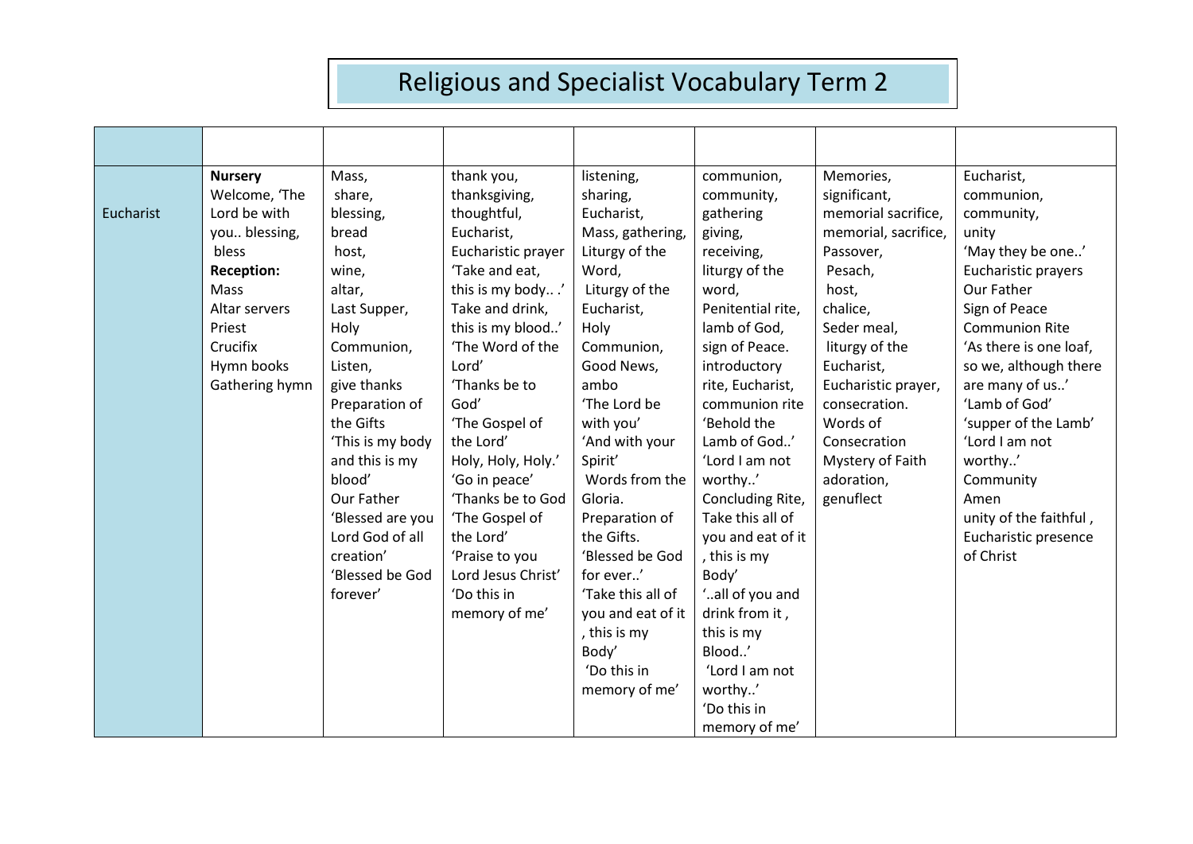# Religious and Specialist Vocabulary Term 2

| | | | | | | | |
|---|---|---|---|---|---|---|---|
| Eucharist | **Nursery** Welcome, 'The Lord be with you.. blessing, bless **Reception:** Mass Altar servers Priest Crucifix Hymn books Gathering hymn | Mass, share, blessing, bread host, wine, altar, Last Supper, Holy Communion, Listen, give thanks Preparation of the Gifts 'This is my body and this is my blood' Our Father 'Blessed are you Lord God of all creation' 'Blessed be God forever' | thank you, thanksgiving, thoughtful, Eucharist, Eucharistic prayer 'Take and eat, this is my body.. .' Take and drink, this is my blood..' 'The Word of the Lord' 'Thanks be to God' 'The Gospel of the Lord' Holy, Holy, Holy.' 'Go in peace' 'Thanks be to God 'The Gospel of the Lord' 'Praise to you Lord Jesus Christ' 'Do this in memory of me' | listening, sharing, Eucharist, Mass, gathering, Liturgy of the Word, Liturgy of the Eucharist, Holy Communion, Good News, ambo 'The Lord be with you' 'And with your Spirit' Words from the Gloria. Preparation of the Gifts. 'Blessed be God for ever..' 'Take this all of you and eat of it , this is my Body' 'Do this in memory of me' | communion, community, gathering giving, receiving, liturgy of the word, Penitential rite, lamb of God, sign of Peace. introductory rite, Eucharist, communion rite 'Behold the Lamb of God..' 'Lord I am not worthy..' Concluding Rite, Take this all of you and eat of it , this is my Body' '..all of you and drink from it , this is my Blood..' 'Lord I am not worthy..' 'Do this in memory of me' | Memories, significant, memorial sacrifice, memorial, sacrifice, Passover, Pesach, host, chalice, Seder meal, liturgy of the Eucharist, Eucharistic prayer, consecration. Words of Consecration Mystery of Faith adoration, genuflect | Eucharist, communion, community, unity 'May they be one..' Eucharistic prayers Our Father Sign of Peace Communion Rite 'As there is one loaf, so we, although there are many of us..' 'Lamb of God' 'supper of the Lamb' 'Lord I am not worthy..' Community Amen unity of the faithful , Eucharistic presence of Christ |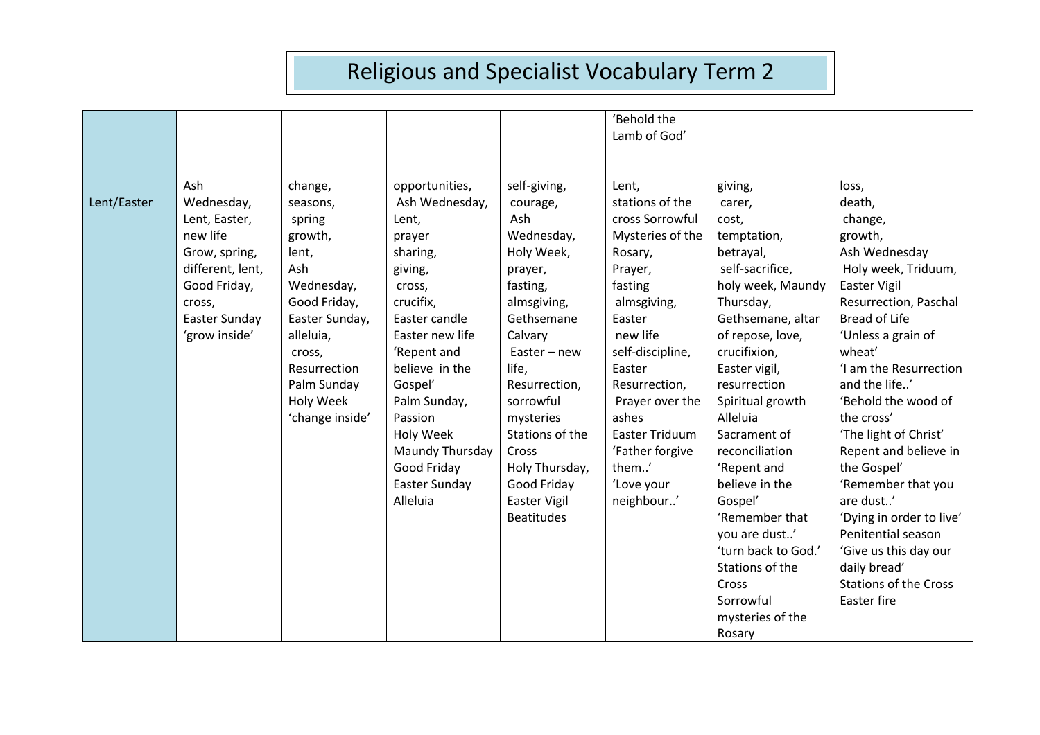# Religious and Specialist Vocabulary Term 2

| | | | | | | | |
|---|---|---|---|---|---|---|---|
| | | | | | 'Behold the Lamb of God' | | |
| Lent/Easter | Ash Wednesday, Lent, Easter, new life Grow, spring, different, lent, Good Friday, cross, Easter Sunday 'grow inside' | change, seasons, spring growth, lent, Ash Wednesday, Good Friday, Easter Sunday, alleluia, cross, Resurrection Palm Sunday Holy Week 'change inside' | opportunities, Ash Wednesday, Lent, prayer sharing, giving, cross, crucifix, Easter candle Easter new life 'Repent and believe in the Gospel' Palm Sunday, Passion Holy Week Maundy Thursday Good Friday Easter Sunday Alleluia | self-giving, courage, Ash Wednesday, Holy Week, prayer, fasting, almsgiving, Gethsemane Calvary Easter – new life, Resurrection, sorrowful mysteries Stations of the Cross Holy Thursday, Good Friday Easter Vigil Beatitudes | Lent, stations of the cross Sorrowful Mysteries of the Rosary, Prayer, fasting almsgiving, Easter new life self-discipline, Easter Resurrection, Prayer over the ashes Easter Triduum 'Father forgive them..' 'Love your neighbour..' | giving, carer, cost, temptation, betrayal, self-sacrifice, holy week, Maundy Thursday, Gethsemane, altar of repose, love, crucifixion, Easter vigil, resurrection Spiritual growth Alleluia Sacrament of reconciliation 'Repent and believe in the Gospel' 'Remember that you are dust..' 'turn back to God.' Stations of the Cross Sorrowful mysteries of the Rosary | loss, death, change, growth, Ash Wednesday Holy week, Triduum, Easter Vigil Resurrection, Paschal Bread of Life 'Unless a grain of wheat' 'I am the Resurrection and the life..' 'Behold the wood of the cross' 'The light of Christ' Repent and believe in the Gospel' 'Remember that you are dust..' 'Dying in order to live' Penitential season 'Give us this day our daily bread' Stations of the Cross Easter fire |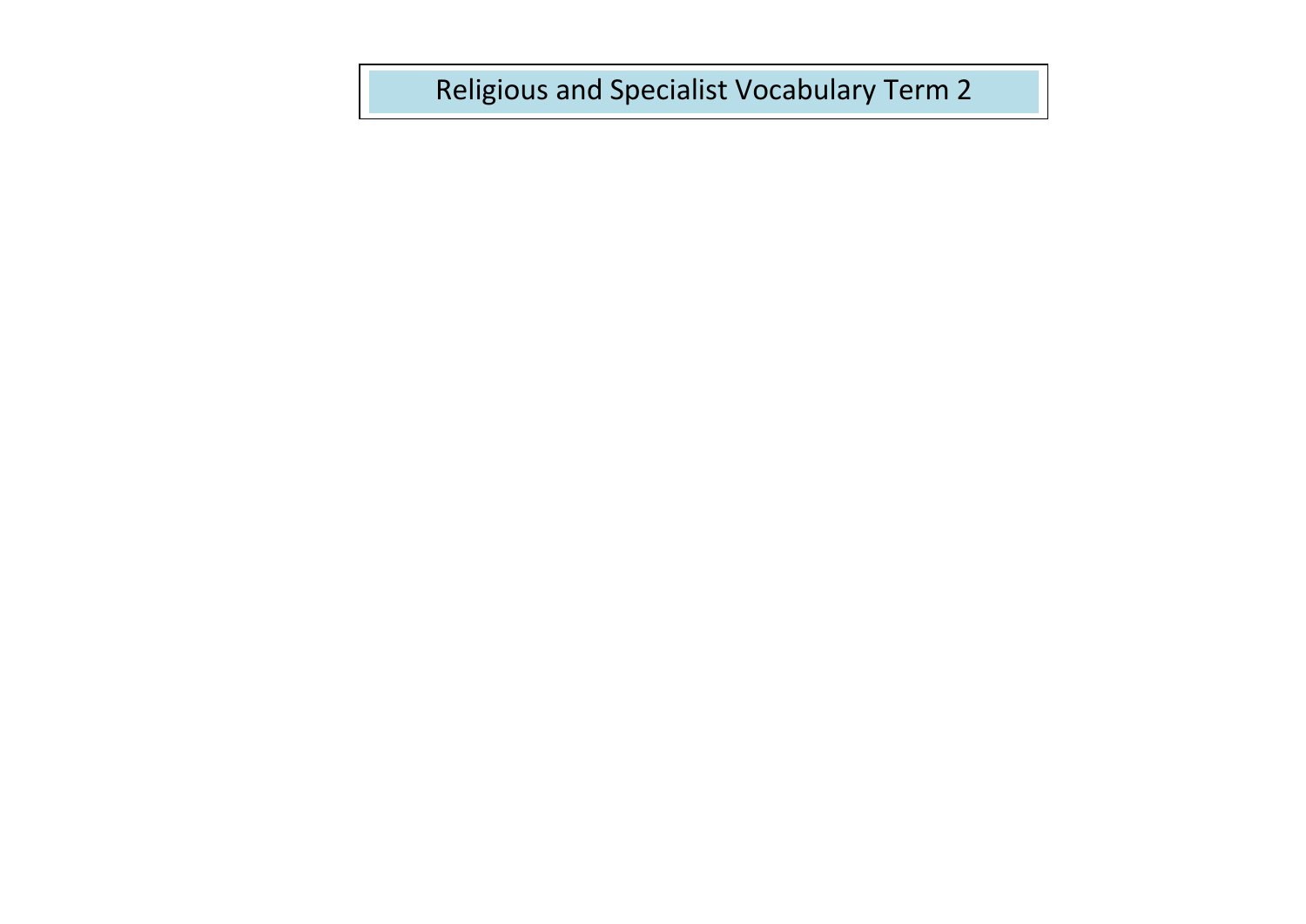# Religious and Specialist Vocabulary Term 2